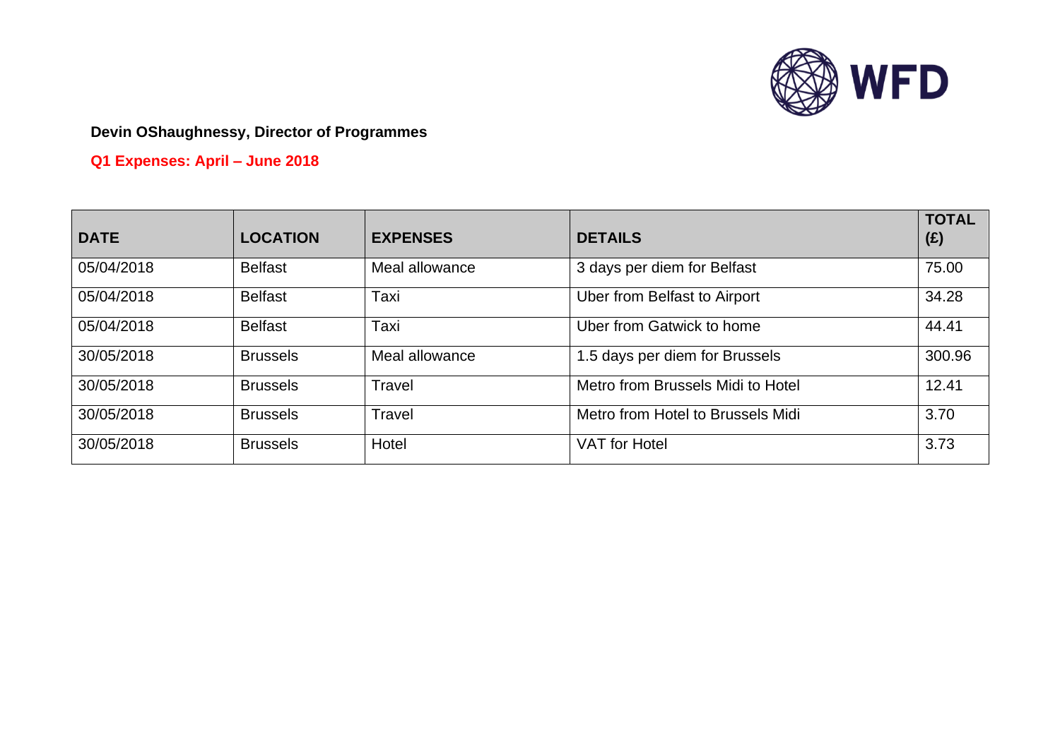WFD

**Devin OShaughnessy, Director of Programmes**

**Q1 Expenses: April – June 2018**

| DATE | LOCATION | EXPENSES | DETAILS | TOTAL (£) |
|---|---|---|---|---|
| 05/04/2018 | Belfast | Meal allowance | 3 days per diem for Belfast | 75.00 |
| 05/04/2018 | Belfast | Taxi | Uber from Belfast to Airport | 34.28 |
| 05/04/2018 | Belfast | Taxi | Uber from Gatwick to home | 44.41 |
| 30/05/2018 | Brussels | Meal allowance | 1.5 days per diem for Brussels | 300.96 |
| 30/05/2018 | Brussels | Travel | Metro from Brussels Midi to Hotel | 12.41 |
| 30/05/2018 | Brussels | Travel | Metro from Hotel to Brussels Midi | 3.70 |
| 30/05/2018 | Brussels | Hotel | VAT for Hotel | 3.73 |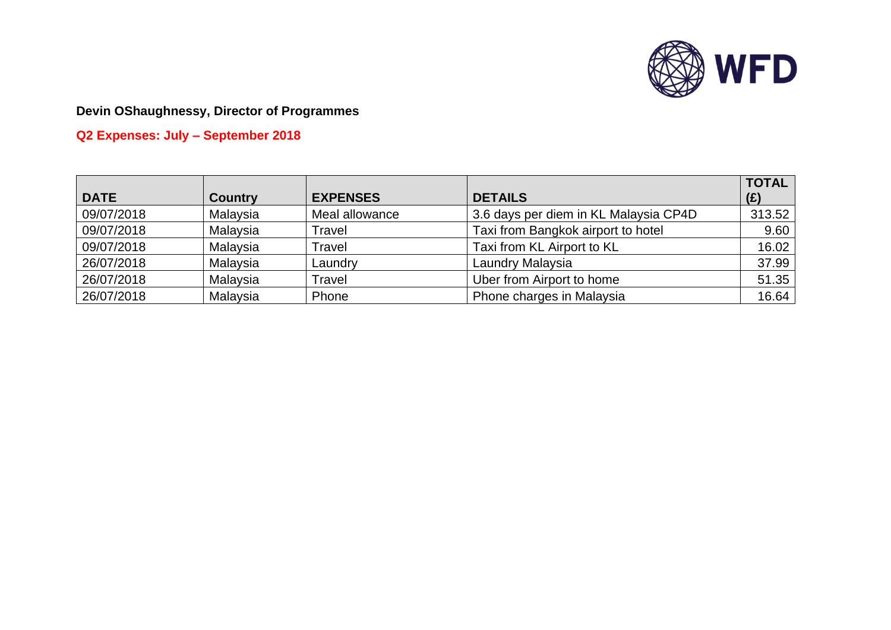**Devin OShaughnessy, Director of Programmes**

**Q2 Expenses: July – September 2018**

| DATE | Country | EXPENSES | DETAILS | TOTAL (£) |
| --- | --- | --- | --- | --- |
| 09/07/2018 | Malaysia | Meal allowance | 3.6 days per diem in KL Malaysia CP4D | 313.52 |
| 09/07/2018 | Malaysia | Travel | Taxi from Bangkok airport to hotel | 9.60 |
| 09/07/2018 | Malaysia | Travel | Taxi from KL Airport to KL | 16.02 |
| 26/07/2018 | Malaysia | Laundry | Laundry Malaysia | 37.99 |
| 26/07/2018 | Malaysia | Travel | Uber from Airport to home | 51.35 |
| 26/07/2018 | Malaysia | Phone | Phone charges in Malaysia | 16.64 |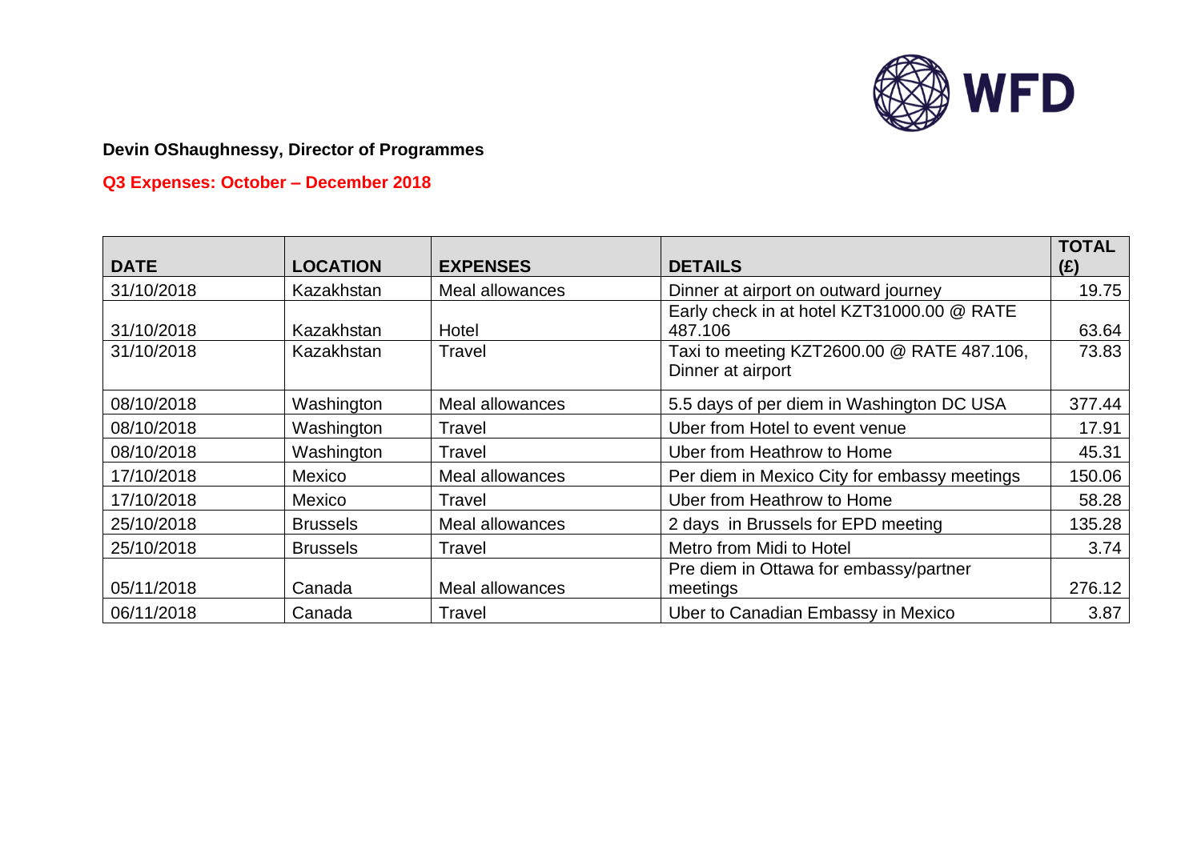WFD

**Devin OShaughnessy, Director of Programmes**

**Q3 Expenses: October – December 2018**

| DATE | LOCATION | EXPENSES | DETAILS | TOTAL (£) |
|---|---|---|---|---|
| 31/10/2018 | Kazakhstan | Meal allowances | Dinner at airport on outward journey | 19.75 |
| 31/10/2018 | Kazakhstan | Hotel | Early check in at hotel KZT31000.00 @ RATE 487.106 | 63.64 |
| 31/10/2018 | Kazakhstan | Travel | Taxi to meeting KZT2600.00 @ RATE 487.106, Dinner at airport | 73.83 |
| 08/10/2018 | Washington | Meal allowances | 5.5 days of per diem in Washington DC USA | 377.44 |
| 08/10/2018 | Washington | Travel | Uber from Hotel to event venue | 17.91 |
| 08/10/2018 | Washington | Travel | Uber from Heathrow to Home | 45.31 |
| 17/10/2018 | Mexico | Meal allowances | Per diem in Mexico City for embassy meetings | 150.06 |
| 17/10/2018 | Mexico | Travel | Uber from Heathrow to Home | 58.28 |
| 25/10/2018 | Brussels | Meal allowances | 2 days in Brussels for EPD meeting | 135.28 |
| 25/10/2018 | Brussels | Travel | Metro from Midi to Hotel | 3.74 |
| 05/11/2018 | Canada | Meal allowances | Pre diem in Ottawa for embassy/partner meetings | 276.12 |
| 06/11/2018 | Canada | Travel | Uber to Canadian Embassy in Mexico | 3.87 |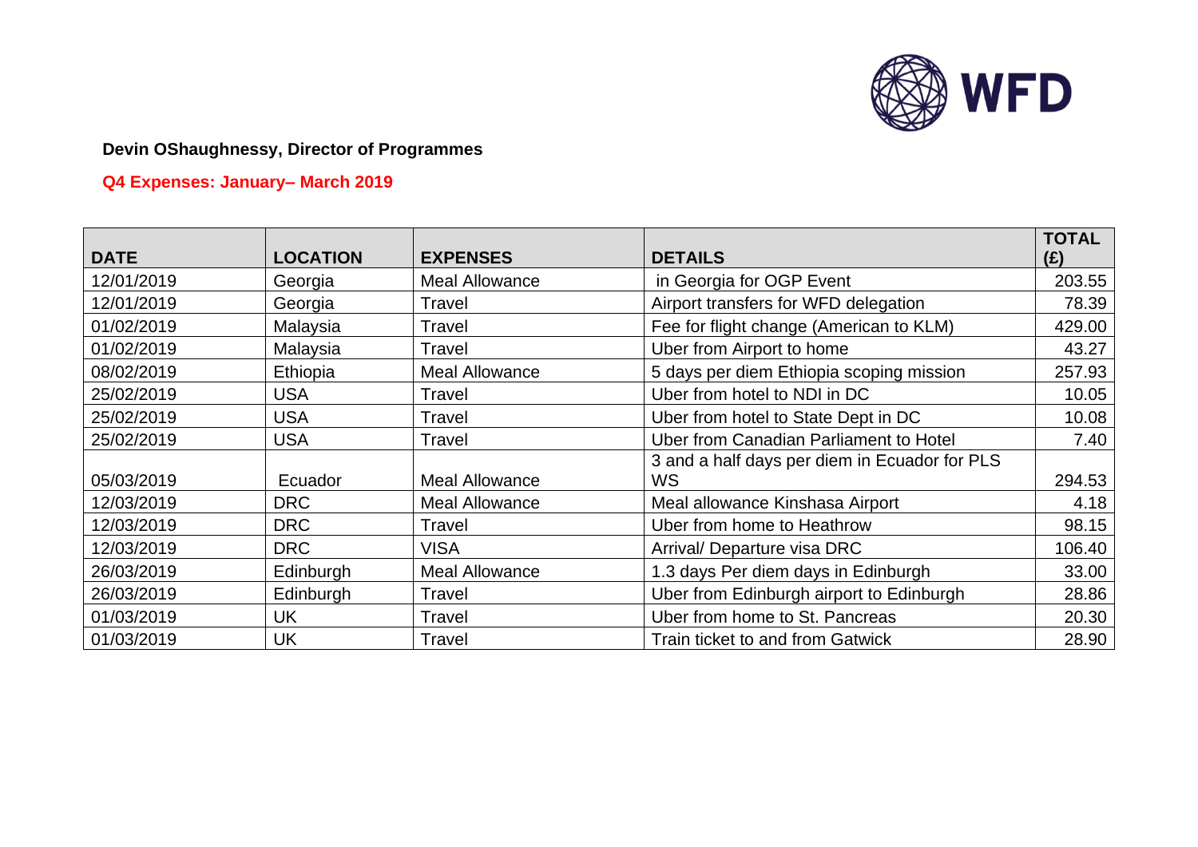WFD

**Devin OShaughnessy, Director of Programmes**

**Q4 Expenses: January– March 2019**

| DATE | LOCATION | EXPENSES | DETAILS | TOTAL (£) |
|---|---|---|---|---|
| 12/01/2019 | Georgia | Meal Allowance | in Georgia for OGP Event | 203.55 |
| 12/01/2019 | Georgia | Travel | Airport transfers for WFD delegation | 78.39 |
| 01/02/2019 | Malaysia | Travel | Fee for flight change (American to KLM) | 429.00 |
| 01/02/2019 | Malaysia | Travel | Uber from Airport to home | 43.27 |
| 08/02/2019 | Ethiopia | Meal Allowance | 5 days per diem Ethiopia scoping mission | 257.93 |
| 25/02/2019 | USA | Travel | Uber from hotel to NDI in DC | 10.05 |
| 25/02/2019 | USA | Travel | Uber from hotel to State Dept in DC | 10.08 |
| 25/02/2019 | USA | Travel | Uber from Canadian Parliament to Hotel | 7.40 |
| 05/03/2019 | Ecuador | Meal Allowance | 3 and a half days per diem in Ecuador for PLS WS | 294.53 |
| 12/03/2019 | DRC | Meal Allowance | Meal allowance Kinshasa Airport | 4.18 |
| 12/03/2019 | DRC | Travel | Uber from home to Heathrow | 98.15 |
| 12/03/2019 | DRC | VISA | Arrival/ Departure visa DRC | 106.40 |
| 26/03/2019 | Edinburgh | Meal Allowance | 1.3 days Per diem days in Edinburgh | 33.00 |
| 26/03/2019 | Edinburgh | Travel | Uber from Edinburgh airport to Edinburgh | 28.86 |
| 01/03/2019 | UK | Travel | Uber from home to St. Pancreas | 20.30 |
| 01/03/2019 | UK | Travel | Train ticket to and from Gatwick | 28.90 |